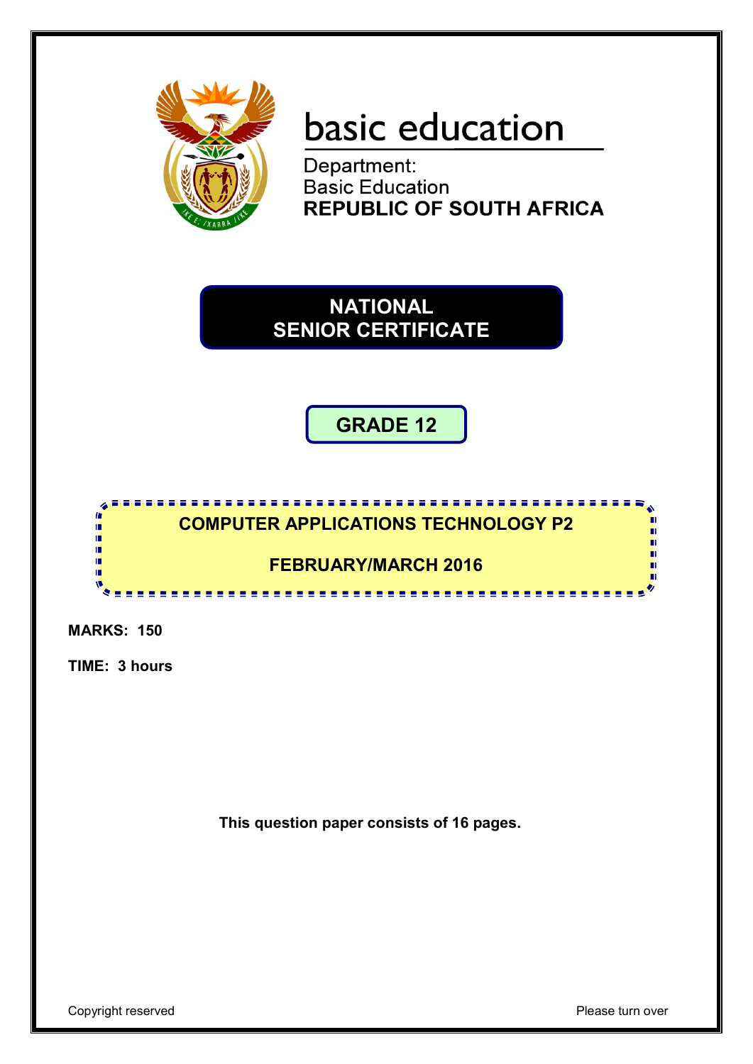basic education

Department:
Basic Education
**REPUBLIC OF SOUTH AFRICA**

# NATIONAL SENIOR CERTIFICATE

## GRADE 12

## COMPUTER APPLICATIONS TECHNOLOGY P2

## FEBRUARY/MARCH 2016

**MARKS: 150**

**TIME: 3 hours**

**This question paper consists of 16 pages.**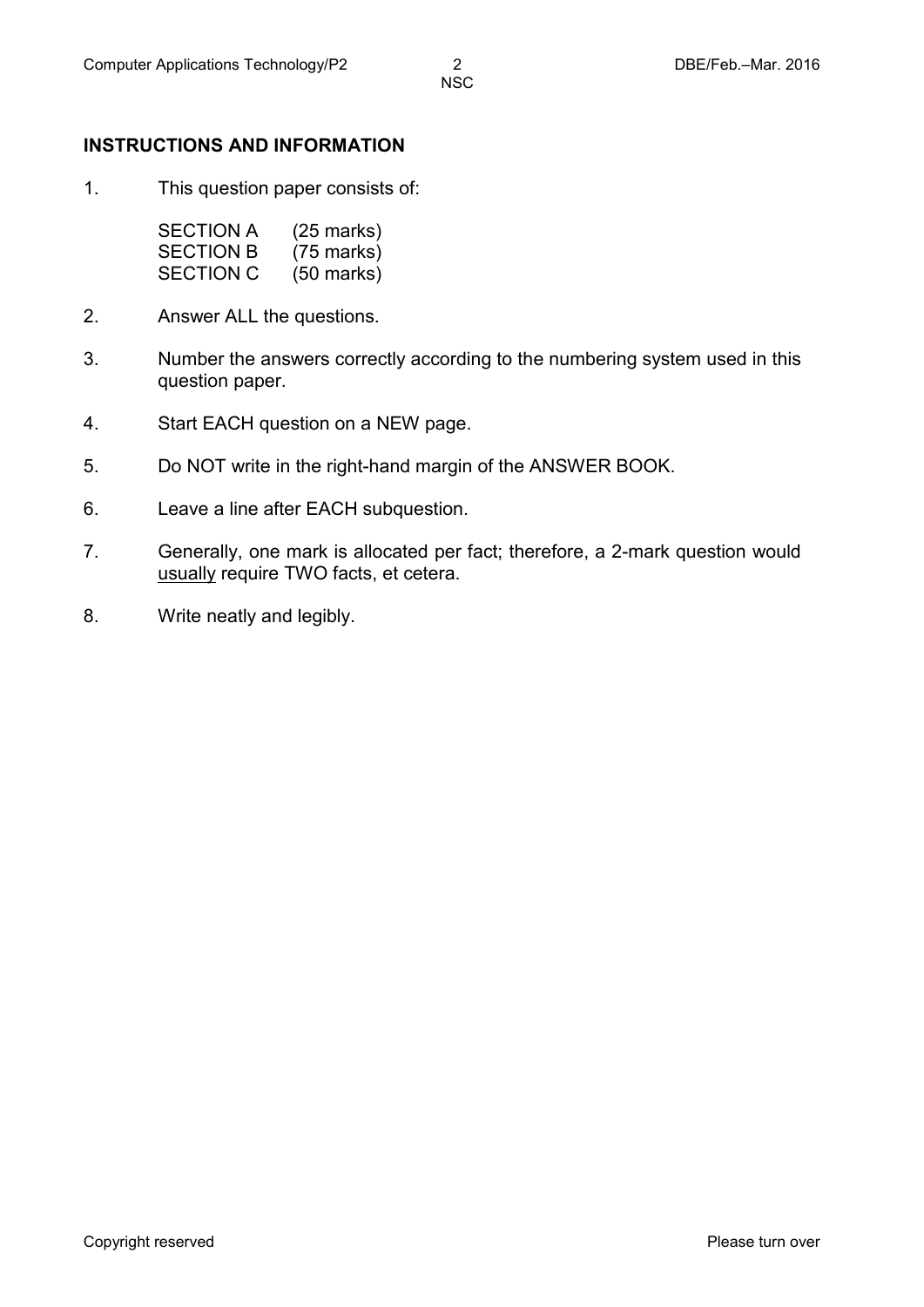## INSTRUCTIONS AND INFORMATION

1. This question paper consists of:

   SECTION A (25 marks)
   SECTION B (75 marks)
   SECTION C (50 marks)

2. Answer ALL the questions.

3. Number the answers correctly according to the numbering system used in this question paper.

4. Start EACH question on a NEW page.

5. Do NOT write in the right-hand margin of the ANSWER BOOK.

6. Leave a line after EACH subquestion.

7. Generally, one mark is allocated per fact; therefore, a 2-mark question would usually require TWO facts, et cetera.

8. Write neatly and legibly.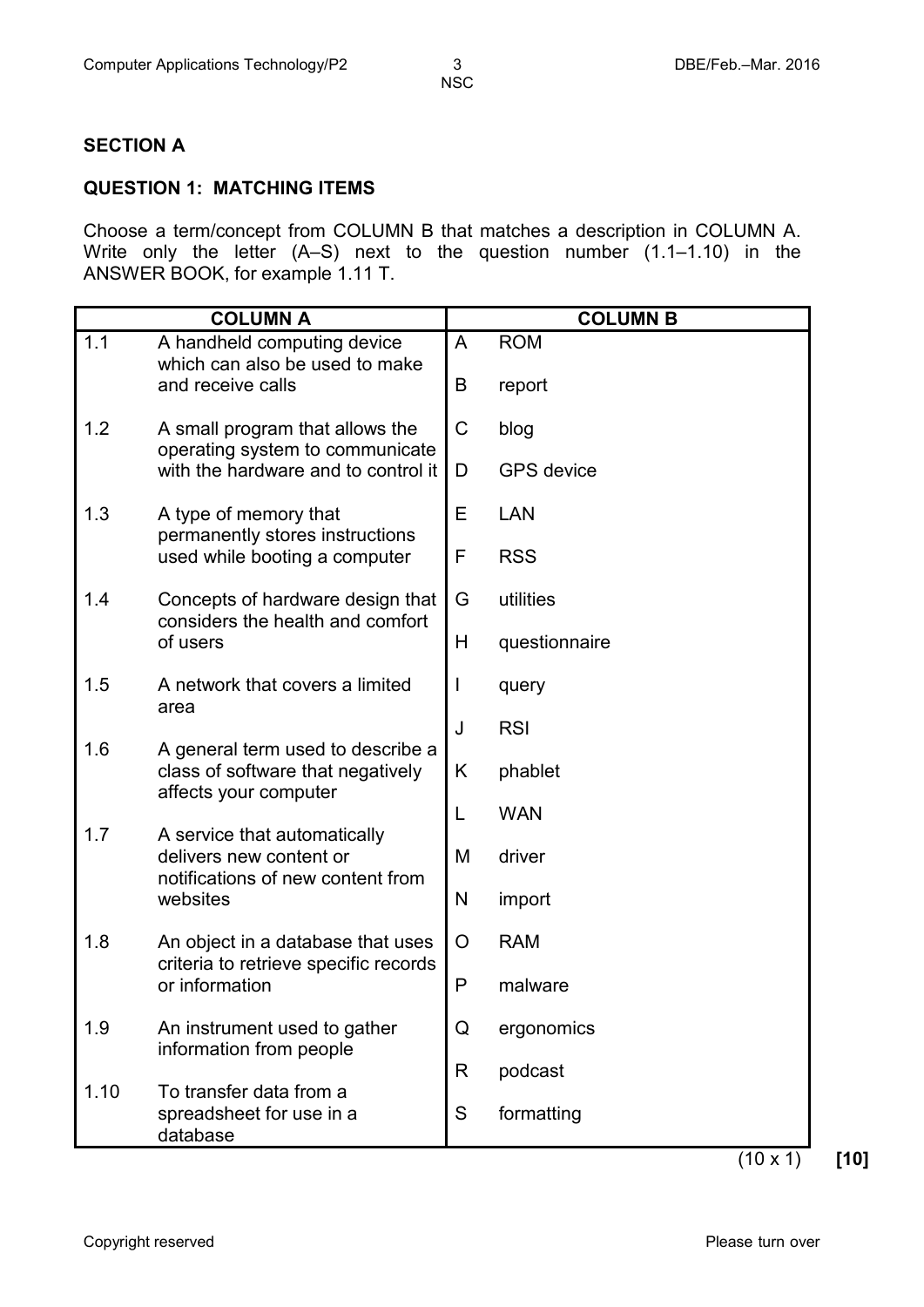## SECTION A

### QUESTION 1: MATCHING ITEMS

Choose a term/concept from COLUMN B that matches a description in COLUMN A. Write only the letter (A–S) next to the question number (1.1–1.10) in the ANSWER BOOK, for example 1.11 T.

| | COLUMN A | | COLUMN B |
|---|---|---|---|
| 1.1 | A handheld computing device which can also be used to make and receive calls | A | ROM |
| | | B | report |
| 1.2 | A small program that allows the operating system to communicate with the hardware and to control it | C | blog |
| | | D | GPS device |
| 1.3 | A type of memory that permanently stores instructions used while booting a computer | E | LAN |
| | | F | RSS |
| 1.4 | Concepts of hardware design that considers the health and comfort of users | G | utilities |
| | | H | questionnaire |
| 1.5 | A network that covers a limited area | I | query |
| | | J | RSI |
| 1.6 | A general term used to describe a class of software that negatively affects your computer | K | phablet |
| | | L | WAN |
| 1.7 | A service that automatically delivers new content or notifications of new content from websites | M | driver |
| | | N | import |
| 1.8 | An object in a database that uses criteria to retrieve specific records or information | O | RAM |
| | | P | malware |
| 1.9 | An instrument used to gather information from people | Q | ergonomics |
| | | R | podcast |
| 1.10 | To transfer data from a spreadsheet for use in a database | S | formatting |

(10 x 1) **[10]**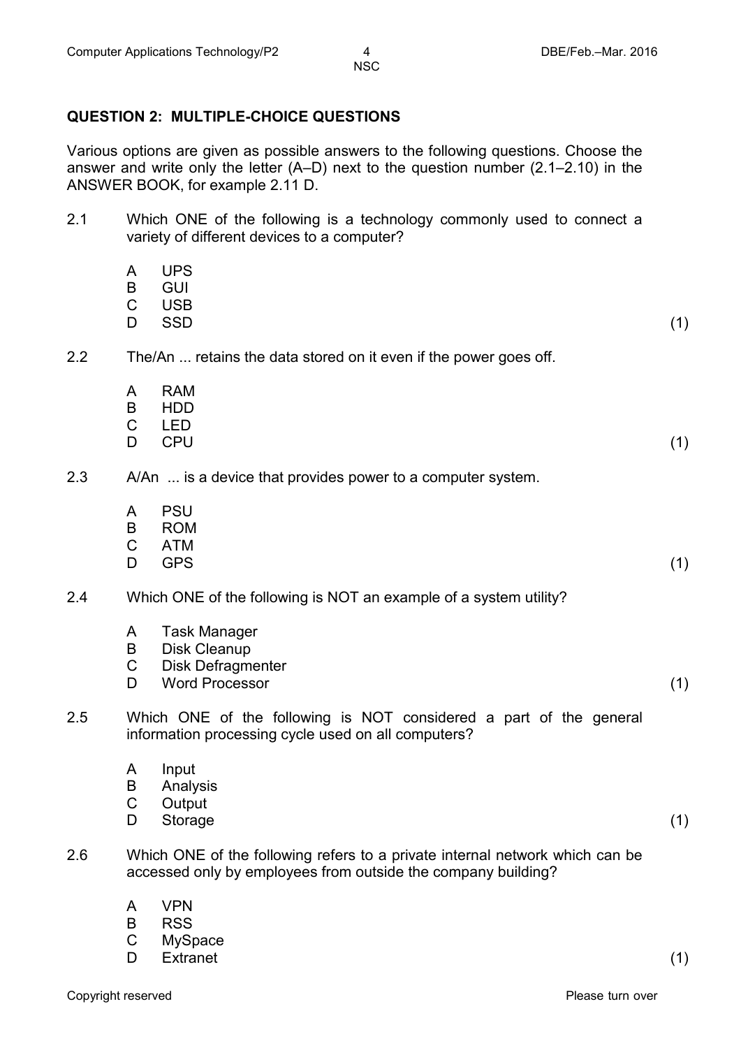## QUESTION 2: MULTIPLE-CHOICE QUESTIONS

Various options are given as possible answers to the following questions. Choose the answer and write only the letter (A–D) next to the question number (2.1–2.10) in the ANSWER BOOK, for example 2.11 D.

2.1 Which ONE of the following is a technology commonly used to connect a variety of different devices to a computer?

- A UPS
- B GUI
- C USB
- D SSD

(1)

2.2 The/An ... retains the data stored on it even if the power goes off.

- A RAM
- B HDD
- C LED
- D CPU

(1)

2.3 A/An ... is a device that provides power to a computer system.

- A PSU
- B ROM
- C ATM
- D GPS

(1)

2.4 Which ONE of the following is NOT an example of a system utility?

- A Task Manager
- B Disk Cleanup
- C Disk Defragmenter
- D Word Processor

(1)

2.5 Which ONE of the following is NOT considered a part of the general information processing cycle used on all computers?

- A Input
- B Analysis
- C Output
- D Storage

(1)

2.6 Which ONE of the following refers to a private internal network which can be accessed only by employees from outside the company building?

- A VPN
- B RSS
- C MySpace
- D Extranet

(1)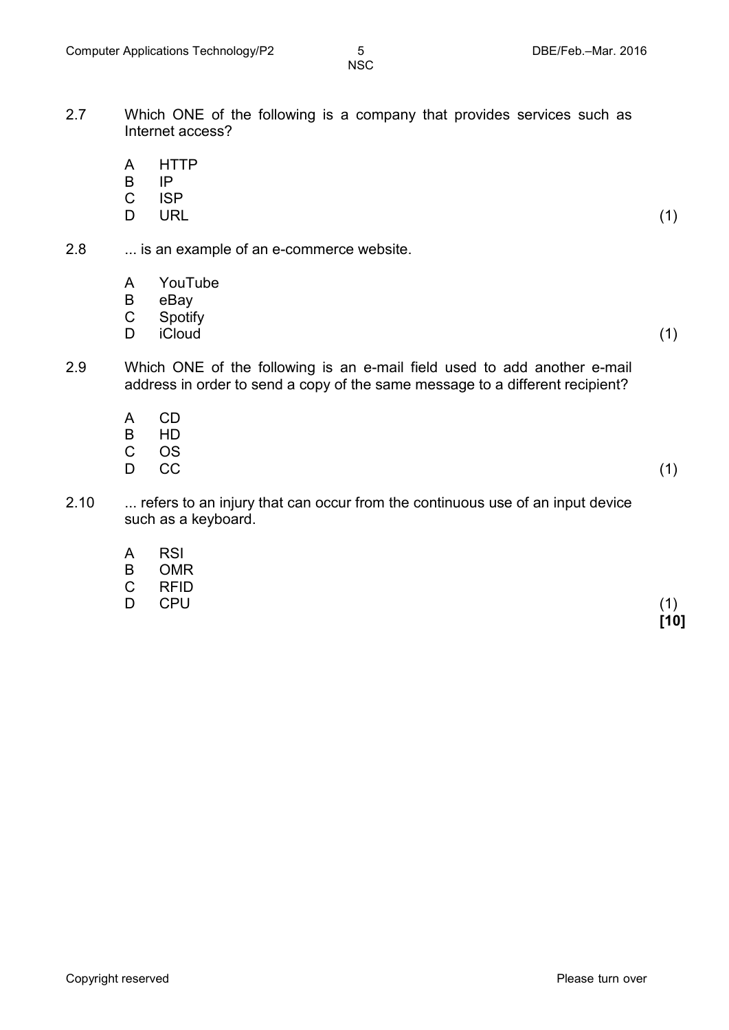2.7 Which ONE of the following is a company that provides services such as Internet access?

A HTTP
B IP
C ISP
D URL (1)

2.8 ... is an example of an e-commerce website.

A YouTube
B eBay
C Spotify
D iCloud (1)

2.9 Which ONE of the following is an e-mail field used to add another e-mail address in order to send a copy of the same message to a different recipient?

A CD
B HD
C OS
D CC (1)

2.10 ... refers to an injury that can occur from the continuous use of an input device such as a keyboard.

A RSI
B OMR
C RFID
D CPU (1)

**[10]**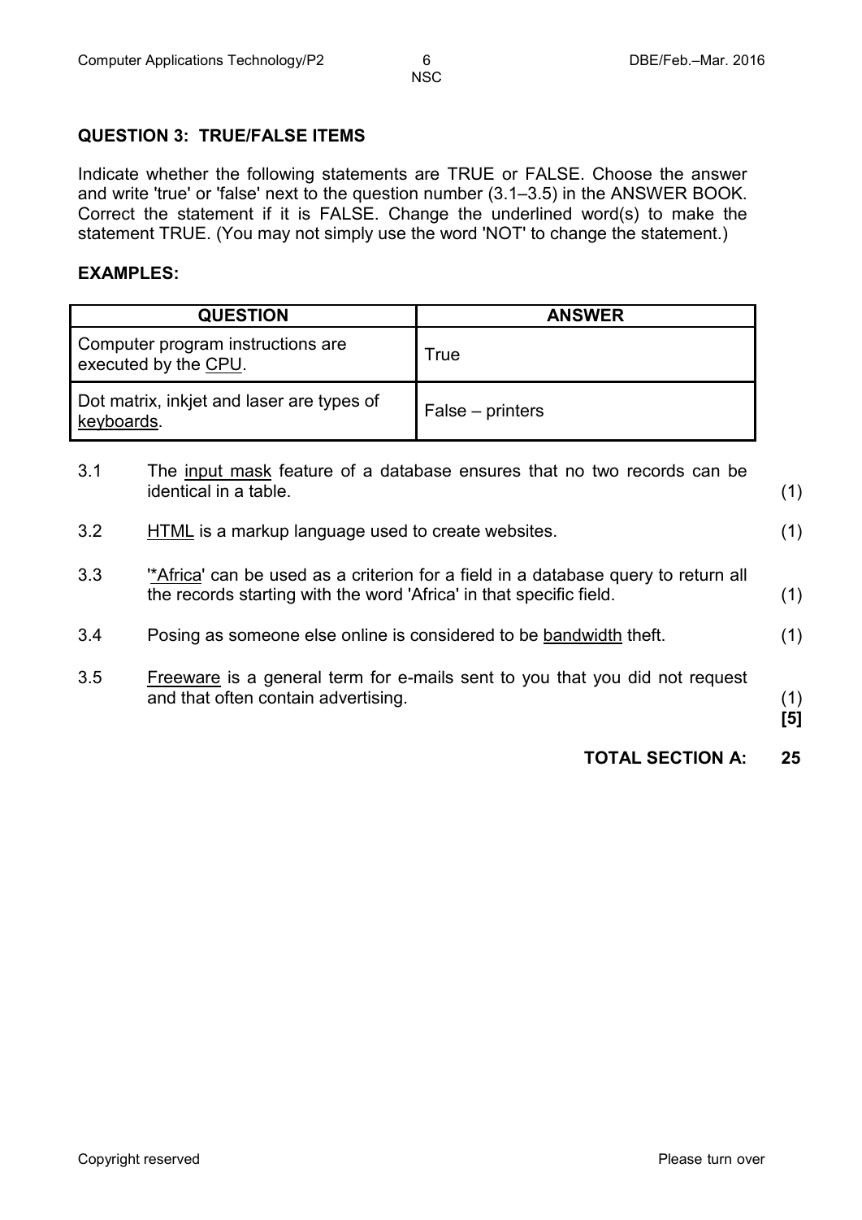## QUESTION 3: TRUE/FALSE ITEMS

Indicate whether the following statements are TRUE or FALSE. Choose the answer and write 'true' or 'false' next to the question number (3.1–3.5) in the ANSWER BOOK. Correct the statement if it is FALSE. Change the underlined word(s) to make the statement TRUE. (You may not simply use the word 'NOT' to change the statement.)

**EXAMPLES:**

| QUESTION | ANSWER |
|---|---|
| Computer program instructions are executed by the <u>CPU</u>. | True |
| Dot matrix, inkjet and laser are types of <u>keyboards</u>. | False – printers |

3.1 The <u>input mask</u> feature of a database ensures that no two records can be identical in a table. (1)

3.2 <u>HTML</u> is a markup language used to create websites. (1)

3.3 '<u>*Africa</u>' can be used as a criterion for a field in a database query to return all the records starting with the word 'Africa' in that specific field. (1)

3.4 Posing as someone else online is considered to be <u>bandwidth</u> theft. (1)

3.5 <u>Freeware</u> is a general term for e-mails sent to you that you did not request and that often contain advertising. (1)
**[5]**

**TOTAL SECTION A: 25**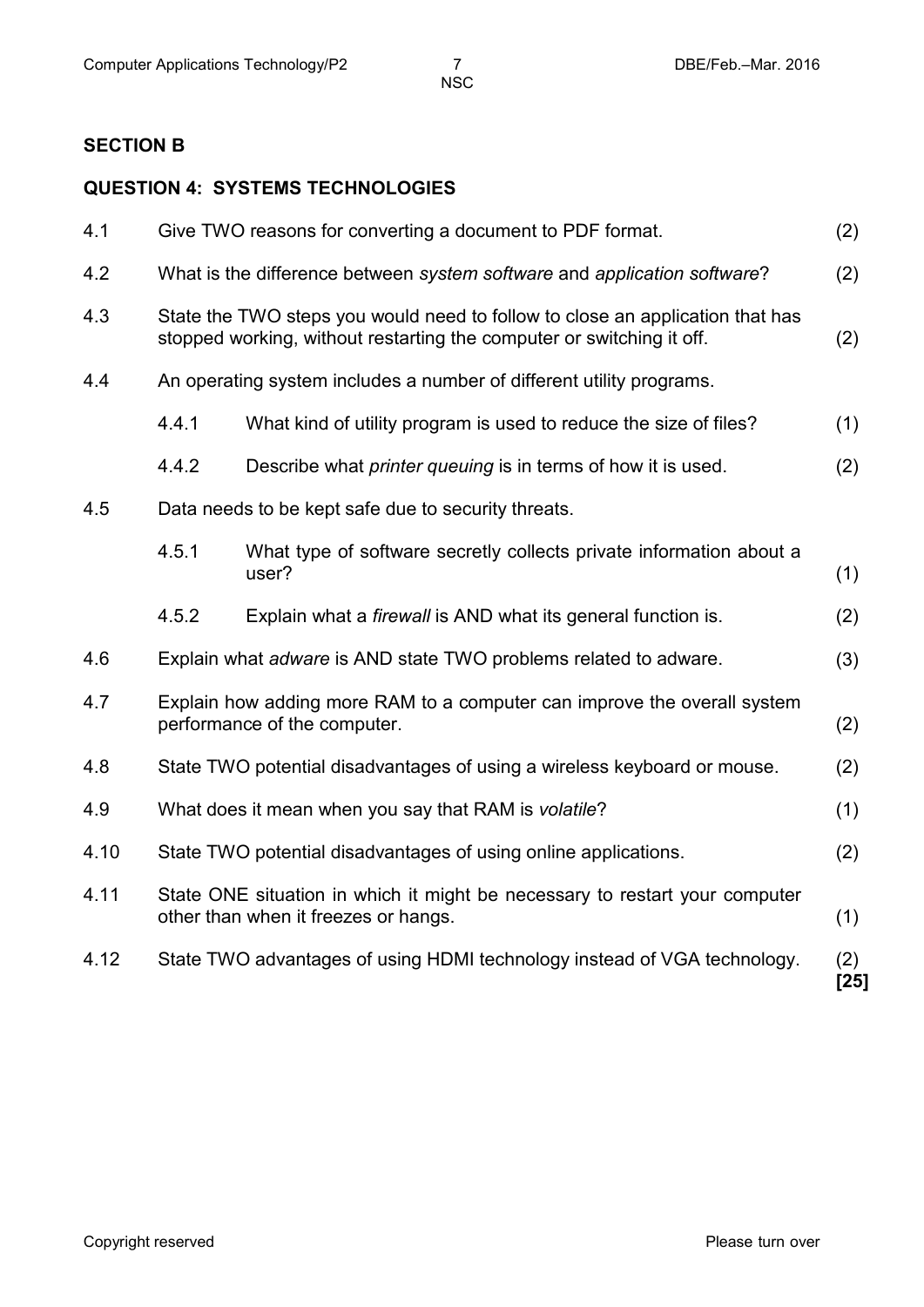## SECTION B

### QUESTION 4: SYSTEMS TECHNOLOGIES

| | | | |
|---|---|---|---|
| 4.1 | Give TWO reasons for converting a document to PDF format. | | (2) |
| 4.2 | What is the difference between *system software* and *application software*? | | (2) |
| 4.3 | State the TWO steps you would need to follow to close an application that has stopped working, without restarting the computer or switching it off. | | (2) |
| 4.4 | An operating system includes a number of different utility programs. | | |
| | 4.4.1 | What kind of utility program is used to reduce the size of files? | (1) |
| | 4.4.2 | Describe what *printer queuing* is in terms of how it is used. | (2) |
| 4.5 | Data needs to be kept safe due to security threats. | | |
| | 4.5.1 | What type of software secretly collects private information about a user? | (1) |
| | 4.5.2 | Explain what a *firewall* is AND what its general function is. | (2) |
| 4.6 | Explain what *adware* is AND state TWO problems related to adware. | | (3) |
| 4.7 | Explain how adding more RAM to a computer can improve the overall system performance of the computer. | | (2) |
| 4.8 | State TWO potential disadvantages of using a wireless keyboard or mouse. | | (2) |
| 4.9 | What does it mean when you say that RAM is *volatile*? | | (1) |
| 4.10 | State TWO potential disadvantages of using online applications. | | (2) |
| 4.11 | State ONE situation in which it might be necessary to restart your computer other than when it freezes or hangs. | | (1) |
| 4.12 | State TWO advantages of using HDMI technology instead of VGA technology. | | (2) **[25]** |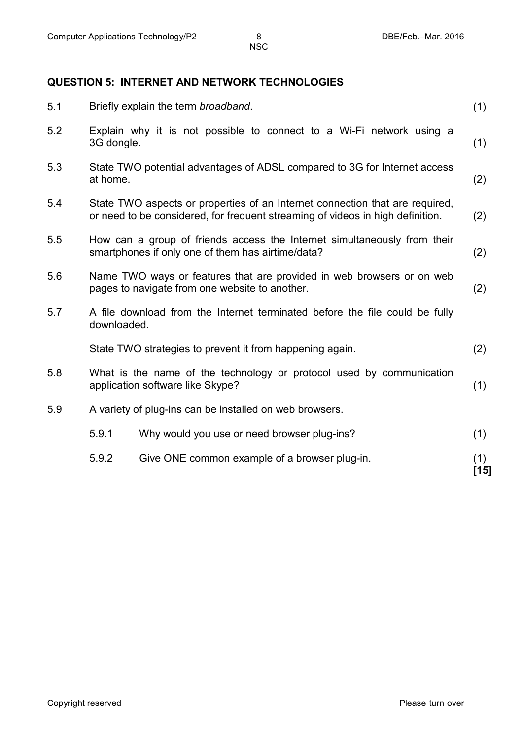## QUESTION 5: INTERNET AND NETWORK TECHNOLOGIES

5.1 Briefly explain the term *broadband*. (1)

5.2 Explain why it is not possible to connect to a Wi-Fi network using a 3G dongle. (1)

5.3 State TWO potential advantages of ADSL compared to 3G for Internet access at home. (2)

5.4 State TWO aspects or properties of an Internet connection that are required, or need to be considered, for frequent streaming of videos in high definition. (2)

5.5 How can a group of friends access the Internet simultaneously from their smartphones if only one of them has airtime/data? (2)

5.6 Name TWO ways or features that are provided in web browsers or on web pages to navigate from one website to another. (2)

5.7 A file download from the Internet terminated before the file could be fully downloaded.

State TWO strategies to prevent it from happening again. (2)

5.8 What is the name of the technology or protocol used by communication application software like Skype? (1)

5.9 A variety of plug-ins can be installed on web browsers.

5.9.1 Why would you use or need browser plug-ins? (1)

5.9.2 Give ONE common example of a browser plug-in. (1)

**[15]**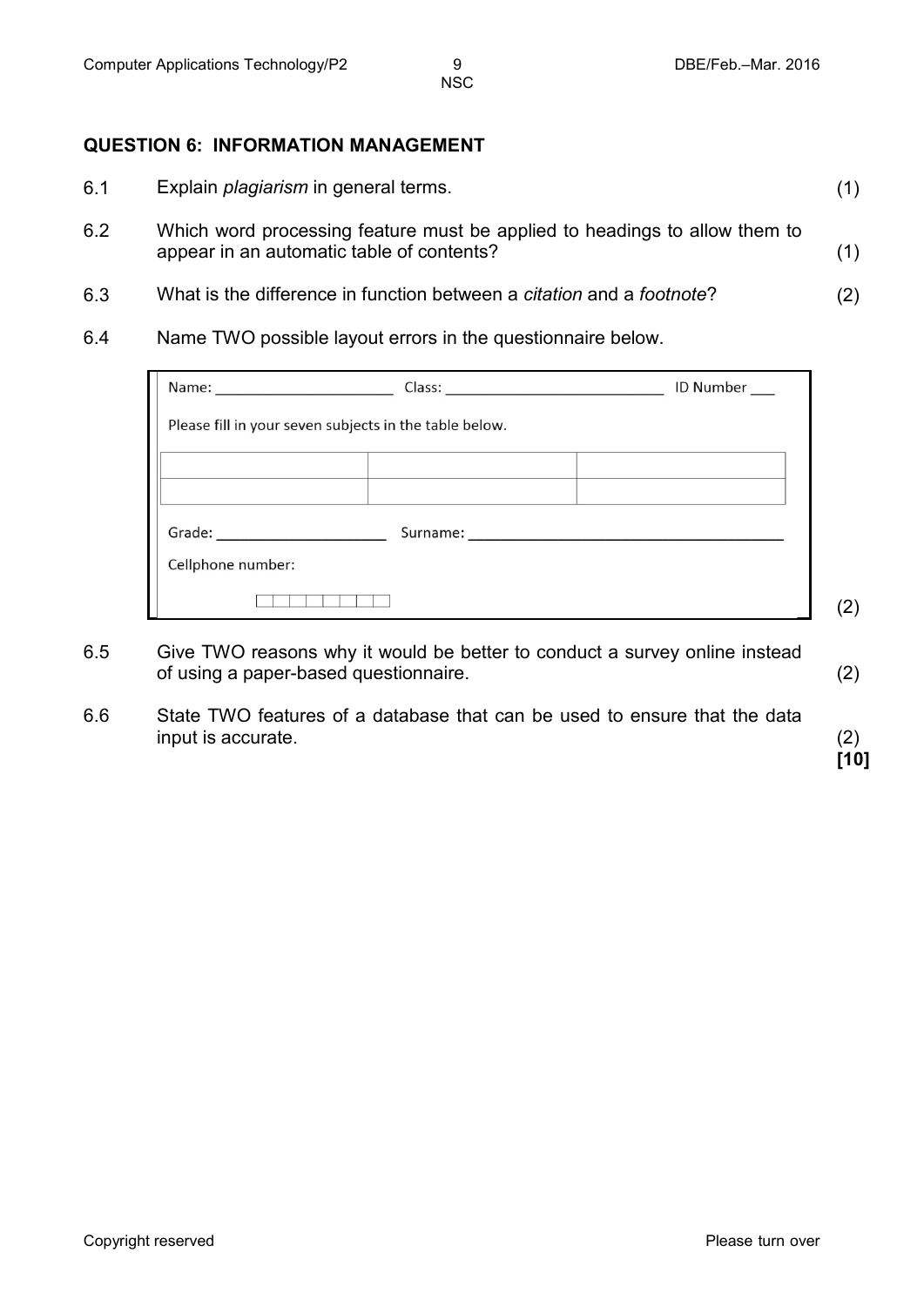## QUESTION 6: INFORMATION MANAGEMENT

6.1 Explain *plagiarism* in general terms. (1)

6.2 Which word processing feature must be applied to headings to allow them to appear in an automatic table of contents? (1)

6.3 What is the difference in function between a *citation* and a *footnote*? (2)

6.4 Name TWO possible layout errors in the questionnaire below.

Name: ____________________ Class: ________________________ ID Number ___

Please fill in your seven subjects in the table below.

| | | |
|---|---|---|
| | | |
| | | |

Grade: __________________ Surname: ________________________________

Cellphone number:

☐☐☐☐☐☐☐☐☐☐

(2)

6.5 Give TWO reasons why it would be better to conduct a survey online instead of using a paper-based questionnaire. (2)

6.6 State TWO features of a database that can be used to ensure that the data input is accurate. (2)

**[10]**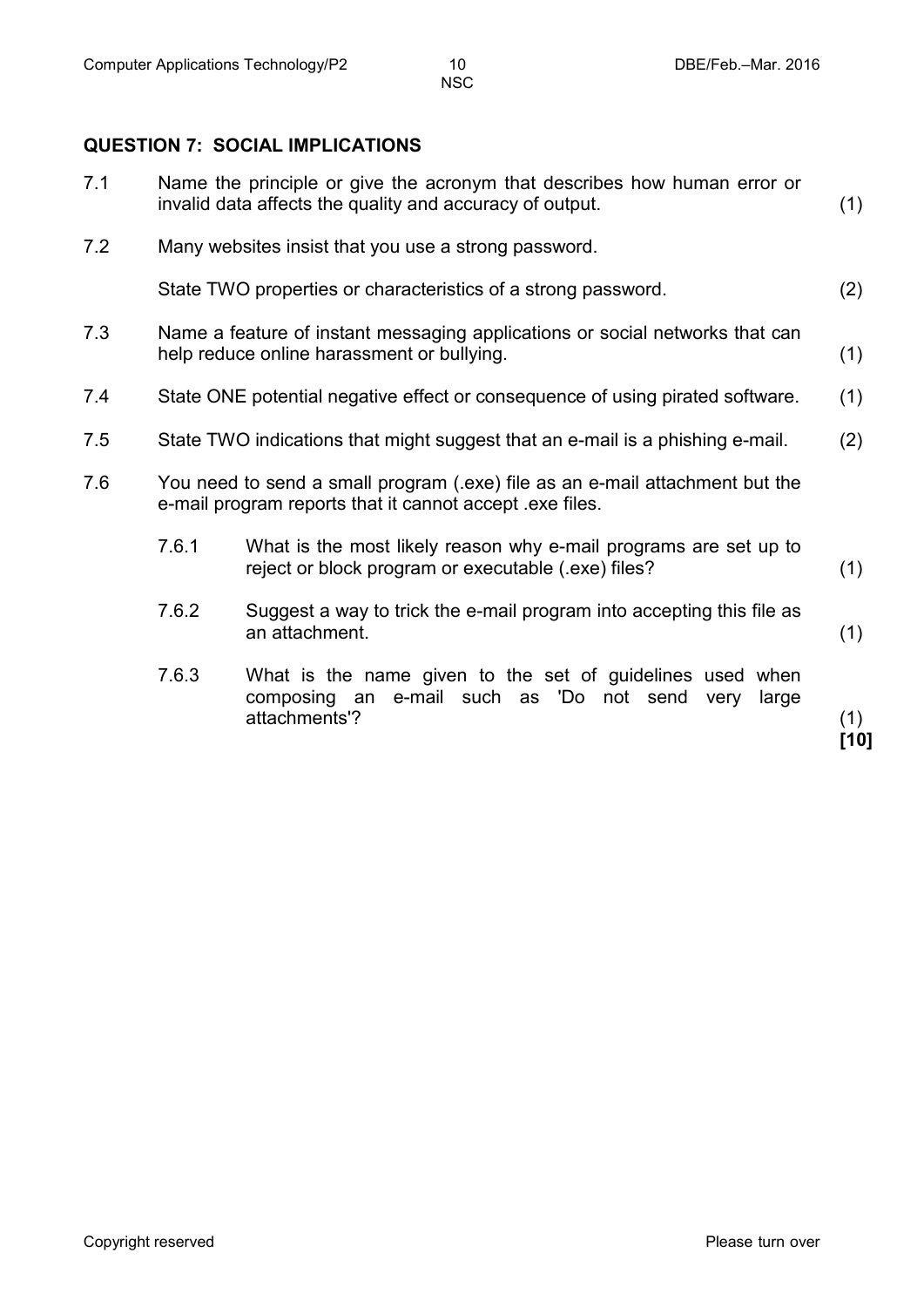## QUESTION 7: SOCIAL IMPLICATIONS

7.1 Name the principle or give the acronym that describes how human error or invalid data affects the quality and accuracy of output. (1)

7.2 Many websites insist that you use a strong password.

State TWO properties or characteristics of a strong password. (2)

7.3 Name a feature of instant messaging applications or social networks that can help reduce online harassment or bullying. (1)

7.4 State ONE potential negative effect or consequence of using pirated software. (1)

7.5 State TWO indications that might suggest that an e-mail is a phishing e-mail. (2)

7.6 You need to send a small program (.exe) file as an e-mail attachment but the e-mail program reports that it cannot accept .exe files.

7.6.1 What is the most likely reason why e-mail programs are set up to reject or block program or executable (.exe) files? (1)

7.6.2 Suggest a way to trick the e-mail program into accepting this file as an attachment. (1)

7.6.3 What is the name given to the set of guidelines used when composing an e-mail such as 'Do not send very large attachments'? (1)

**[10]**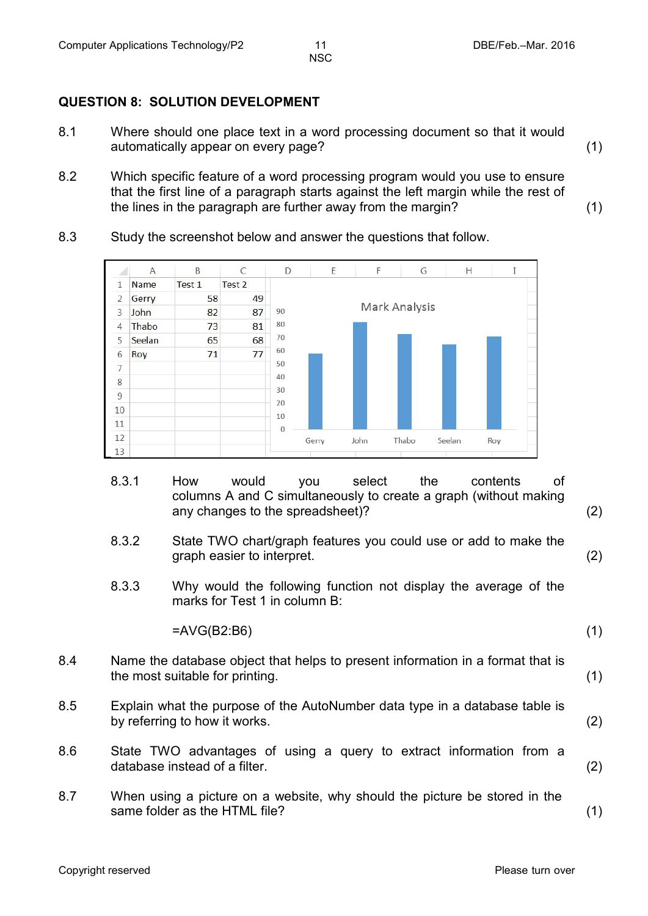## QUESTION 8: SOLUTION DEVELOPMENT

8.1 Where should one place text in a word processing document so that it would automatically appear on every page? (1)

8.2 Which specific feature of a word processing program would you use to ensure that the first line of a paragraph starts against the left margin while the rest of the lines in the paragraph are further away from the margin? (1)

8.3 Study the screenshot below and answer the questions that follow.

| | A | B | C |
|---|---|---|---|
| 1 | Name | Test 1 | Test 2 |
| 2 | Gerry | 58 | 49 |
| 3 | John | 82 | 87 |
| 4 | Thabo | 73 | 81 |
| 5 | Seelan | 65 | 68 |
| 6 | Roy | 71 | 77 |

Mark Analysis

8.3.1 How would you select the contents of columns A and C simultaneously to create a graph (without making any changes to the spreadsheet)? (2)

8.3.2 State TWO chart/graph features you could use or add to make the graph easier to interpret. (2)

8.3.3 Why would the following function not display the average of the marks for Test 1 in column B:

=AVG(B2:B6) (1)

8.4 Name the database object that helps to present information in a format that is the most suitable for printing. (1)

8.5 Explain what the purpose of the AutoNumber data type in a database table is by referring to how it works. (2)

8.6 State TWO advantages of using a query to extract information from a database instead of a filter. (2)

8.7 When using a picture on a website, why should the picture be stored in the same folder as the HTML file? (1)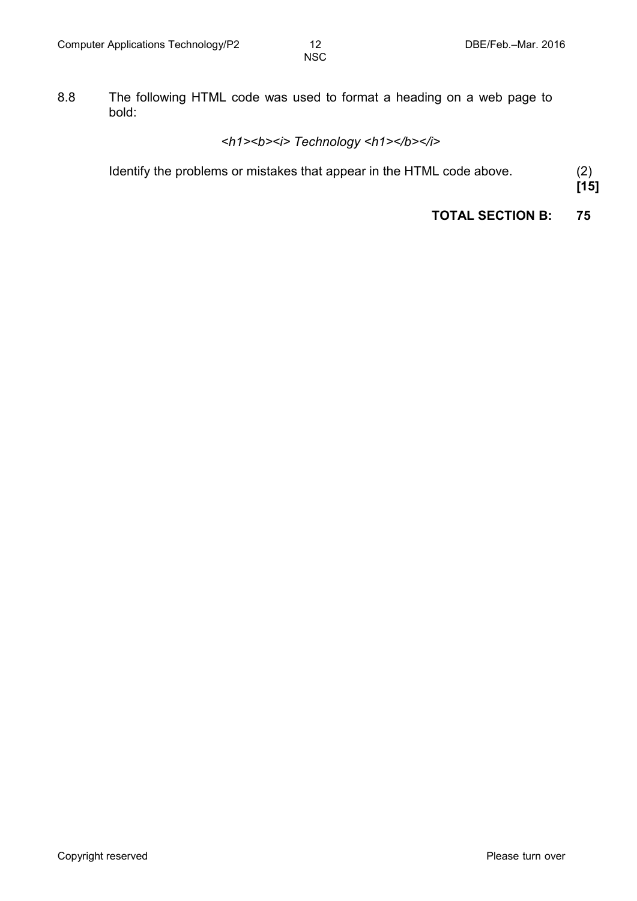8.8 The following HTML code was used to format a heading on a web page to bold:

*<h1><b><i> Technology <h1></b></i>*

Identify the problems or mistakes that appear in the HTML code above. (2)
**[15]**

**TOTAL SECTION B: 75**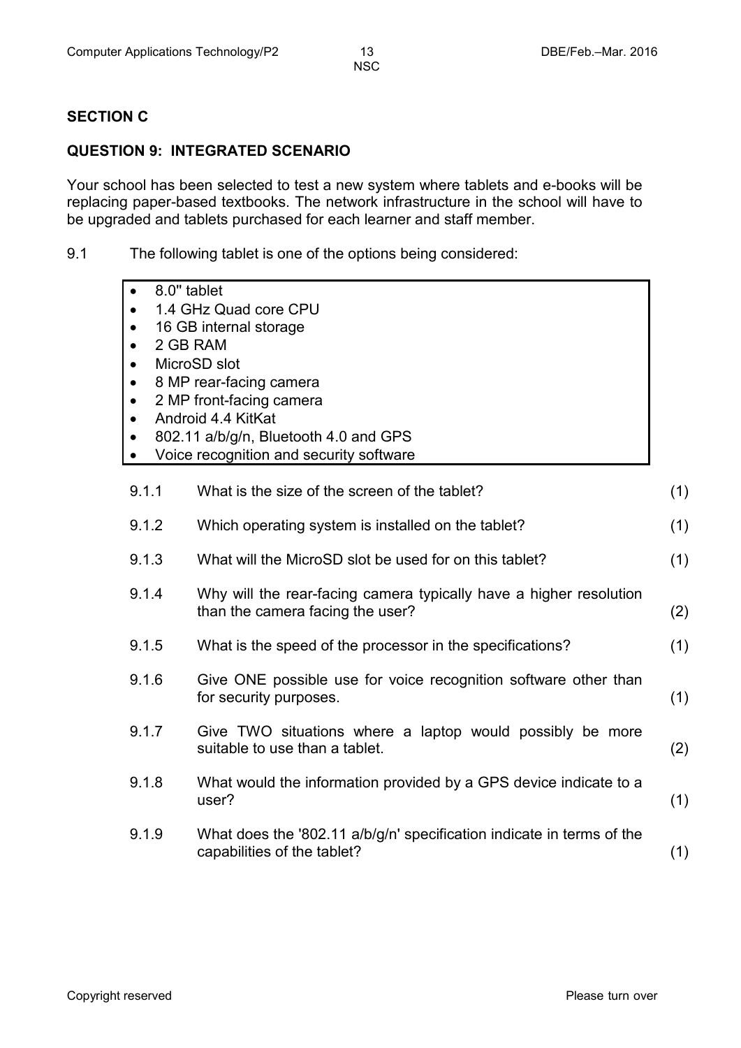## SECTION C

### QUESTION 9: INTEGRATED SCENARIO

Your school has been selected to test a new system where tablets and e-books will be replacing paper-based textbooks. The network infrastructure in the school will have to be upgraded and tablets purchased for each learner and staff member.

9.1 The following tablet is one of the options being considered:

- 8.0" tablet
- 1.4 GHz Quad core CPU
- 16 GB internal storage
- 2 GB RAM
- MicroSD slot
- 8 MP rear-facing camera
- 2 MP front-facing camera
- Android 4.4 KitKat
- 802.11 a/b/g/n, Bluetooth 4.0 and GPS
- Voice recognition and security software

9.1.1 What is the size of the screen of the tablet? (1)

9.1.2 Which operating system is installed on the tablet? (1)

9.1.3 What will the MicroSD slot be used for on this tablet? (1)

9.1.4 Why will the rear-facing camera typically have a higher resolution than the camera facing the user? (2)

9.1.5 What is the speed of the processor in the specifications? (1)

9.1.6 Give ONE possible use for voice recognition software other than for security purposes. (1)

9.1.7 Give TWO situations where a laptop would possibly be more suitable to use than a tablet. (2)

9.1.8 What would the information provided by a GPS device indicate to a user? (1)

9.1.9 What does the '802.11 a/b/g/n' specification indicate in terms of the capabilities of the tablet? (1)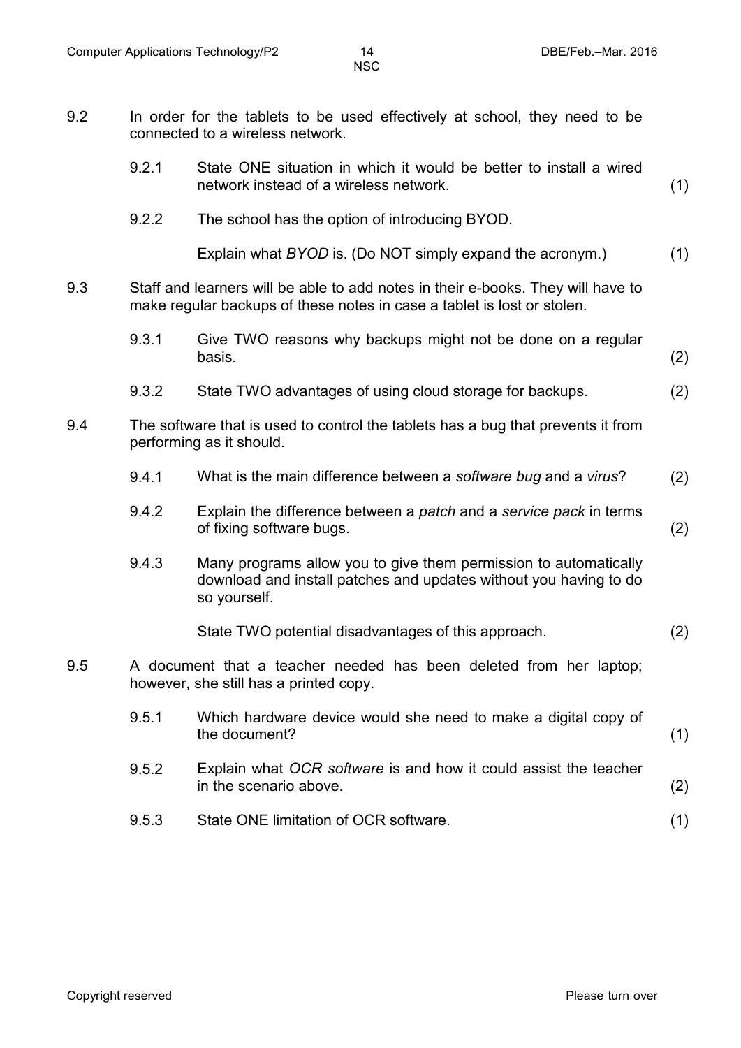9.2 In order for the tablets to be used effectively at school, they need to be connected to a wireless network.

9.2.1 State ONE situation in which it would be better to install a wired network instead of a wireless network. (1)

9.2.2 The school has the option of introducing BYOD.

Explain what *BYOD* is. (Do NOT simply expand the acronym.) (1)

9.3 Staff and learners will be able to add notes in their e-books. They will have to make regular backups of these notes in case a tablet is lost or stolen.

9.3.1 Give TWO reasons why backups might not be done on a regular basis. (2)

9.3.2 State TWO advantages of using cloud storage for backups. (2)

9.4 The software that is used to control the tablets has a bug that prevents it from performing as it should.

9.4.1 What is the main difference between a *software bug* and a *virus*? (2)

9.4.2 Explain the difference between a *patch* and a *service pack* in terms of fixing software bugs. (2)

9.4.3 Many programs allow you to give them permission to automatically download and install patches and updates without you having to do so yourself.

State TWO potential disadvantages of this approach. (2)

9.5 A document that a teacher needed has been deleted from her laptop; however, she still has a printed copy.

9.5.1 Which hardware device would she need to make a digital copy of the document? (1)

9.5.2 Explain what *OCR software* is and how it could assist the teacher in the scenario above. (2)

9.5.3 State ONE limitation of OCR software. (1)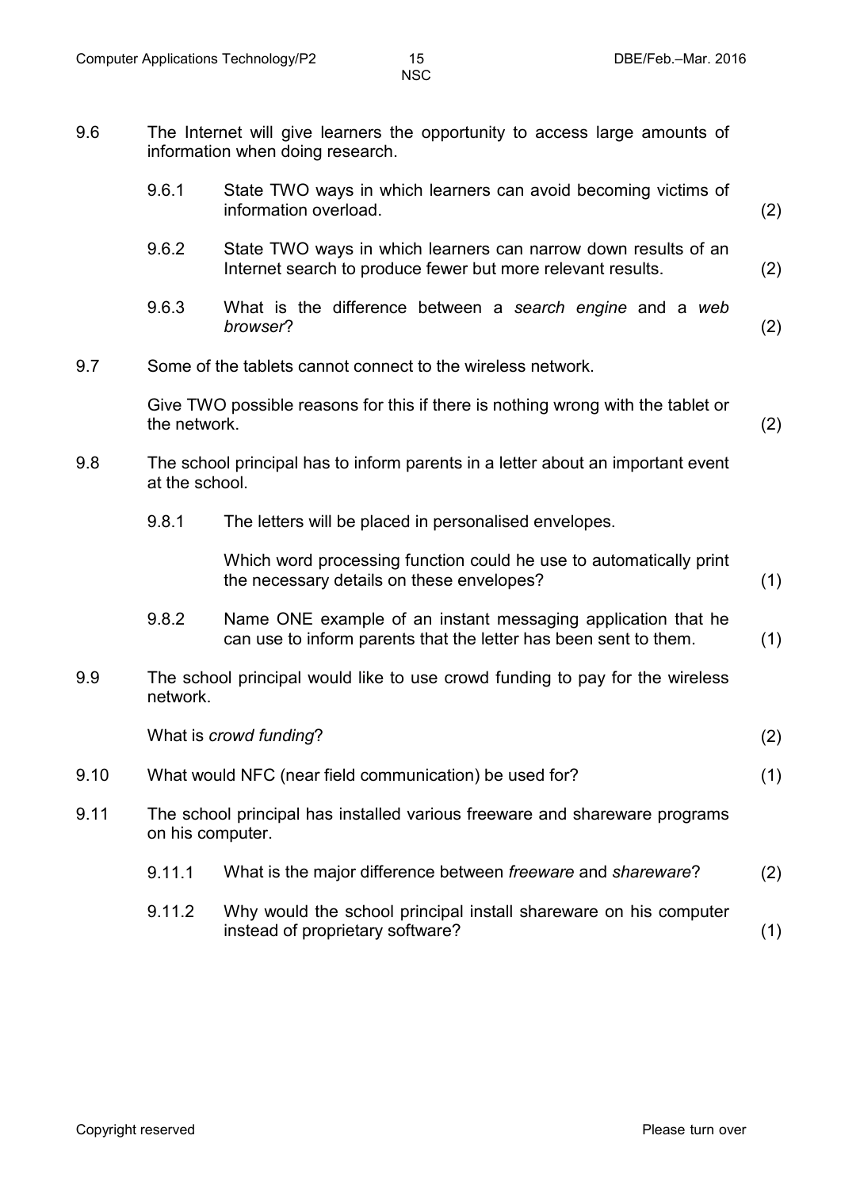9.6 The Internet will give learners the opportunity to access large amounts of information when doing research.

9.6.1 State TWO ways in which learners can avoid becoming victims of information overload. (2)

9.6.2 State TWO ways in which learners can narrow down results of an Internet search to produce fewer but more relevant results. (2)

9.6.3 What is the difference between a *search engine* and a *web browser*? (2)

9.7 Some of the tablets cannot connect to the wireless network.

Give TWO possible reasons for this if there is nothing wrong with the tablet or the network. (2)

9.8 The school principal has to inform parents in a letter about an important event at the school.

9.8.1 The letters will be placed in personalised envelopes.

Which word processing function could he use to automatically print the necessary details on these envelopes? (1)

9.8.2 Name ONE example of an instant messaging application that he can use to inform parents that the letter has been sent to them. (1)

9.9 The school principal would like to use crowd funding to pay for the wireless network.

What is *crowd funding*? (2)

9.10 What would NFC (near field communication) be used for? (1)

9.11 The school principal has installed various freeware and shareware programs on his computer.

9.11.1 What is the major difference between *freeware* and *shareware*? (2)

9.11.2 Why would the school principal install shareware on his computer instead of proprietary software? (1)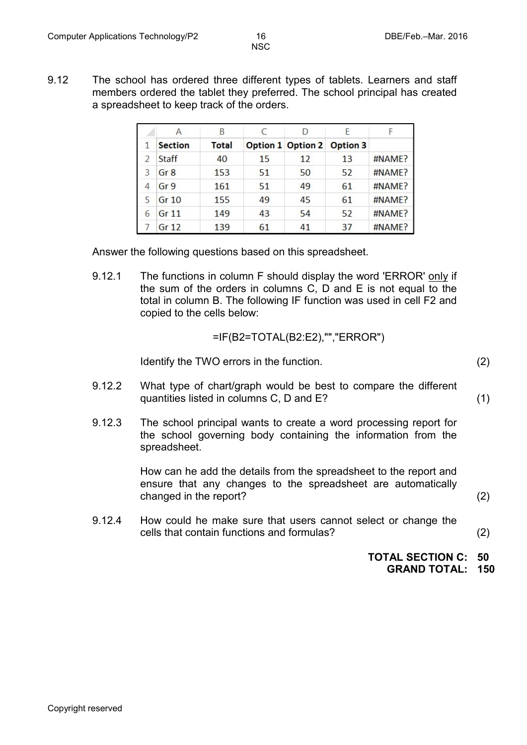9.12 The school has ordered three different types of tablets. Learners and staff members ordered the tablet they preferred. The school principal has created a spreadsheet to keep track of the orders.

| | A | B | C | D | E | F |
|---|---|---|---|---|---|---|
| 1 | **Section** | **Total** | **Option 1** | **Option 2** | **Option 3** | |
| 2 | Staff | 40 | 15 | 12 | 13 | #NAME? |
| 3 | Gr 8 | 153 | 51 | 50 | 52 | #NAME? |
| 4 | Gr 9 | 161 | 51 | 49 | 61 | #NAME? |
| 5 | Gr 10 | 155 | 49 | 45 | 61 | #NAME? |
| 6 | Gr 11 | 149 | 43 | 54 | 52 | #NAME? |
| 7 | Gr 12 | 139 | 61 | 41 | 37 | #NAME? |

Answer the following questions based on this spreadsheet.

9.12.1 The functions in column F should display the word 'ERROR' only if the sum of the orders in columns C, D and E is not equal to the total in column B. The following IF function was used in cell F2 and copied to the cells below:

=IF(B2=TOTAL(B2:E2),"","ERROR")

Identify the TWO errors in the function. (2)

9.12.2 What type of chart/graph would be best to compare the different quantities listed in columns C, D and E? (1)

9.12.3 The school principal wants to create a word processing report for the school governing body containing the information from the spreadsheet.

How can he add the details from the spreadsheet to the report and ensure that any changes to the spreadsheet are automatically changed in the report? (2)

9.12.4 How could he make sure that users cannot select or change the cells that contain functions and formulas? (2)

**TOTAL SECTION C: 50**

**GRAND TOTAL: 150**